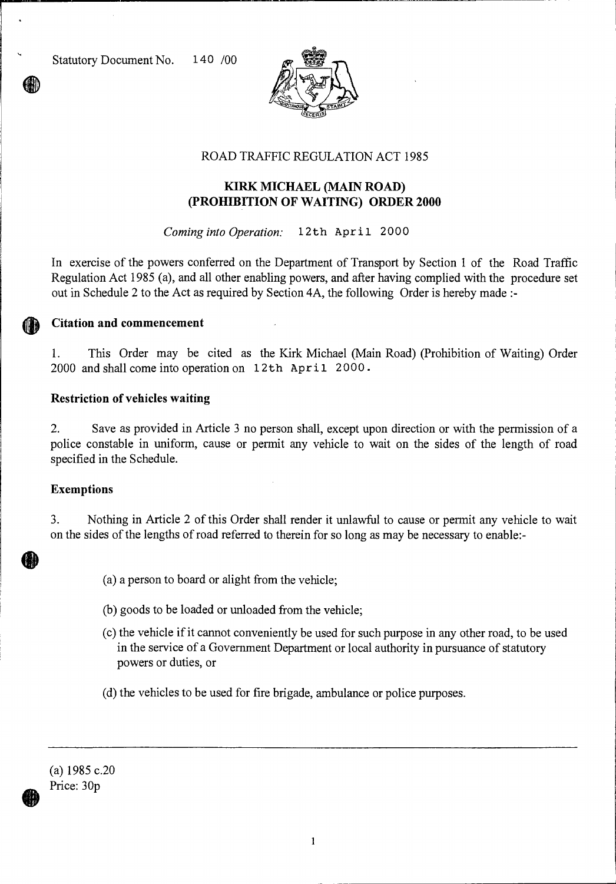Statutory Document No. 140 /00

ROAD TRAFFIC REGULATION ACT 1985

# KIRK MICHAEL (MAIN ROAD) (PROHIBITION OF WAITING) ORDER 2000

*Coming into Operation:* 12th April 2000

In exercise of the powers conferred on the Department of Transport by Section 1 of the Road Traffic Regulation Act 1985 (a), and all other enabling powers, and after having complied with the procedure set out in Schedule 2 to the Act as required by Section 4A, the following Order is hereby made :-

## Citation and commencement

1. This Order may be cited as the Kirk Michael (Main Road) (Prohibition of Waiting) Order 2000 and shall come into operation on 12th April 2000.

## Restriction of vehicles waiting

2. Save as provided in Article 3 no person shall, except upon direction or with the permission of a police constable in uniform, cause or permit any vehicle to wait on the sides of the length of road specified in the Schedule.

## Exemptions

3. Nothing in Article 2 of this Order shall render it unlawful to cause or permit any vehicle to wait on the sides of the lengths of road referred to therein for so long as may be necessary to enable:-

(a) a person to board or alight from the vehicle;

(b) goods to be loaded or unloaded from the vehicle;

(c) the vehicle if it cannot conveniently be used for such purpose in any other road, to be used in the service of a Government Department or local authority in pursuance of statutory powers or duties, or

(d) the vehicles to be used for fire brigade, ambulance or police purposes.

---

(a) 1985 c.20

Price: 30p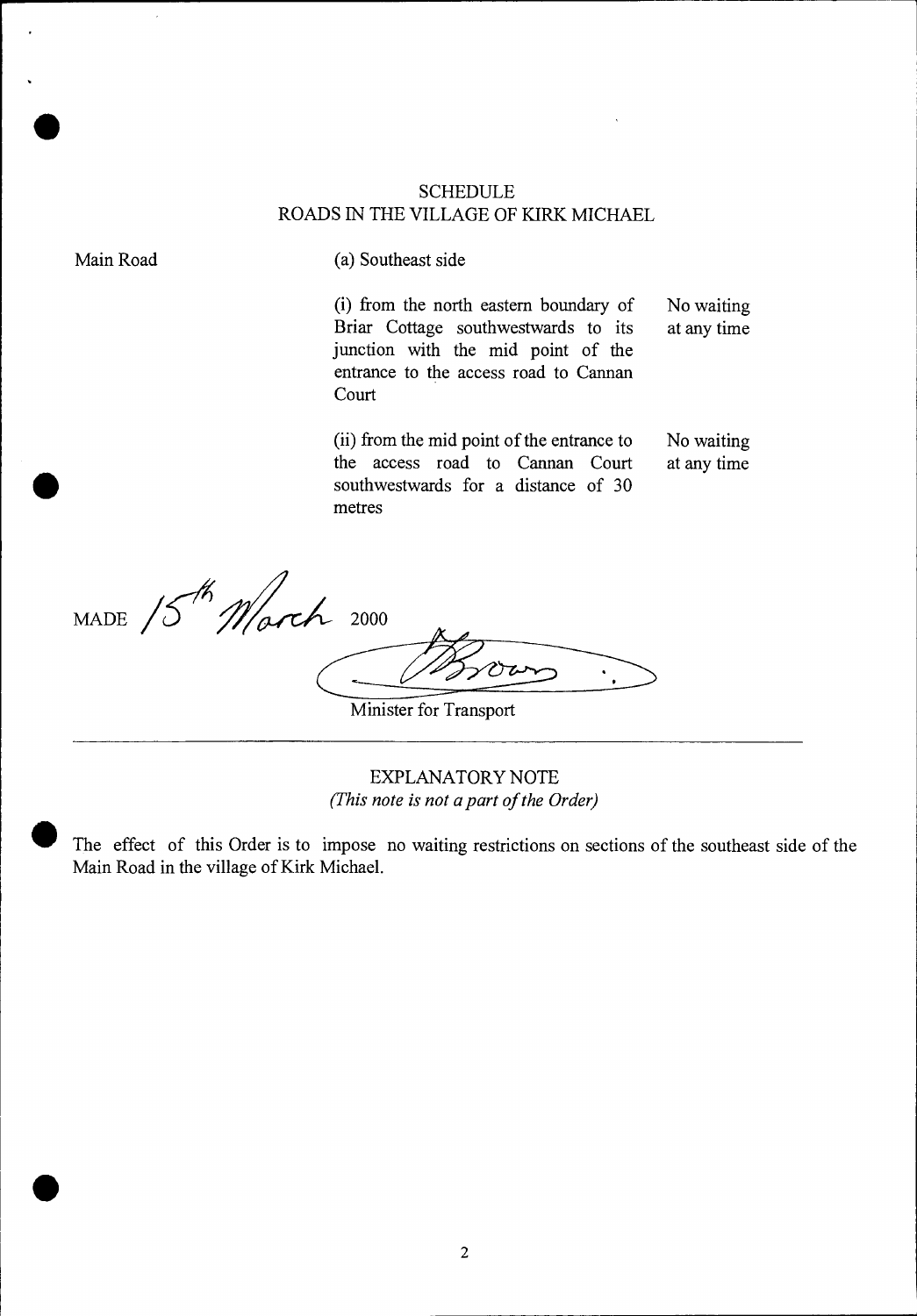# SCHEDULE
## ROADS IN THE VILLAGE OF KIRK MICHAEL

| | | |
|---|---|---|
| Main Road | (a) Southeast side | |
| | (i) from the north eastern boundary of Briar Cottage southwestwards to its junction with the mid point of the entrance to the access road to Cannan Court | No waiting at any time |
| | (ii) from the mid point of the entrance to the access road to Cannan Court southwestwards for a distance of 30 metres | No waiting at any time |

MADE 15th March 2000

Brown

Minister for Transport

---

## EXPLANATORY NOTE
*(This note is not a part of the Order)*

The effect of this Order is to impose no waiting restrictions on sections of the southeast side of the Main Road in the village of Kirk Michael.